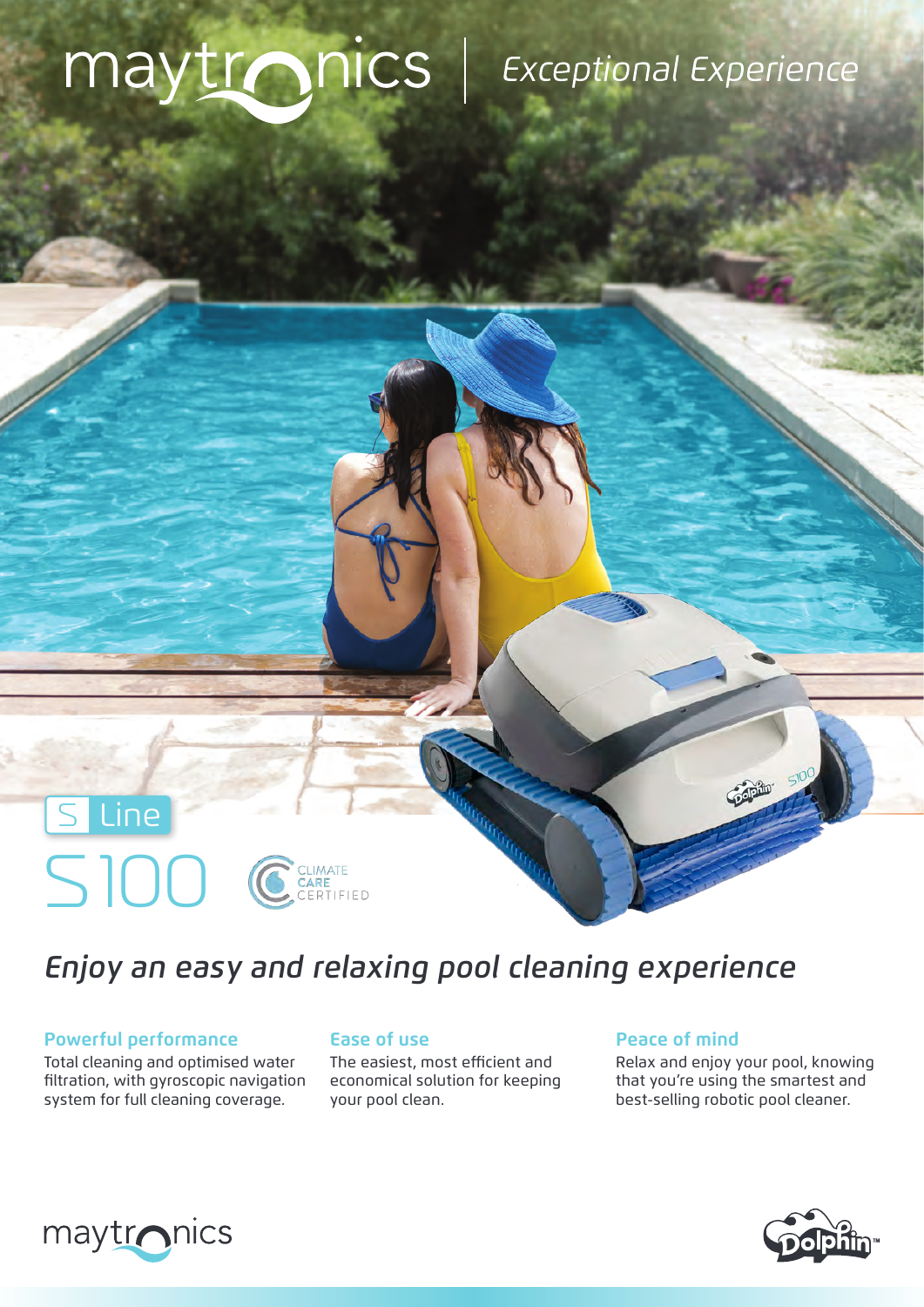# maytronics | *Exceptional Experience*

S Line

# S100

CLIMATE CARE CERTIFIED

## *Enjoy an easy and relaxing pool cleaning experience*

### Powerful performance

Total cleaning and optimised water filtration, with gyroscopic navigation system for full cleaning coverage.

### Ease of use

The easiest, most efficient and economical solution for keeping your pool clean.

### Peace of mind

Relax and enjoy your pool, knowing that you're using the smartest and best-selling robotic pool cleaner.

maytronics

Dolphin™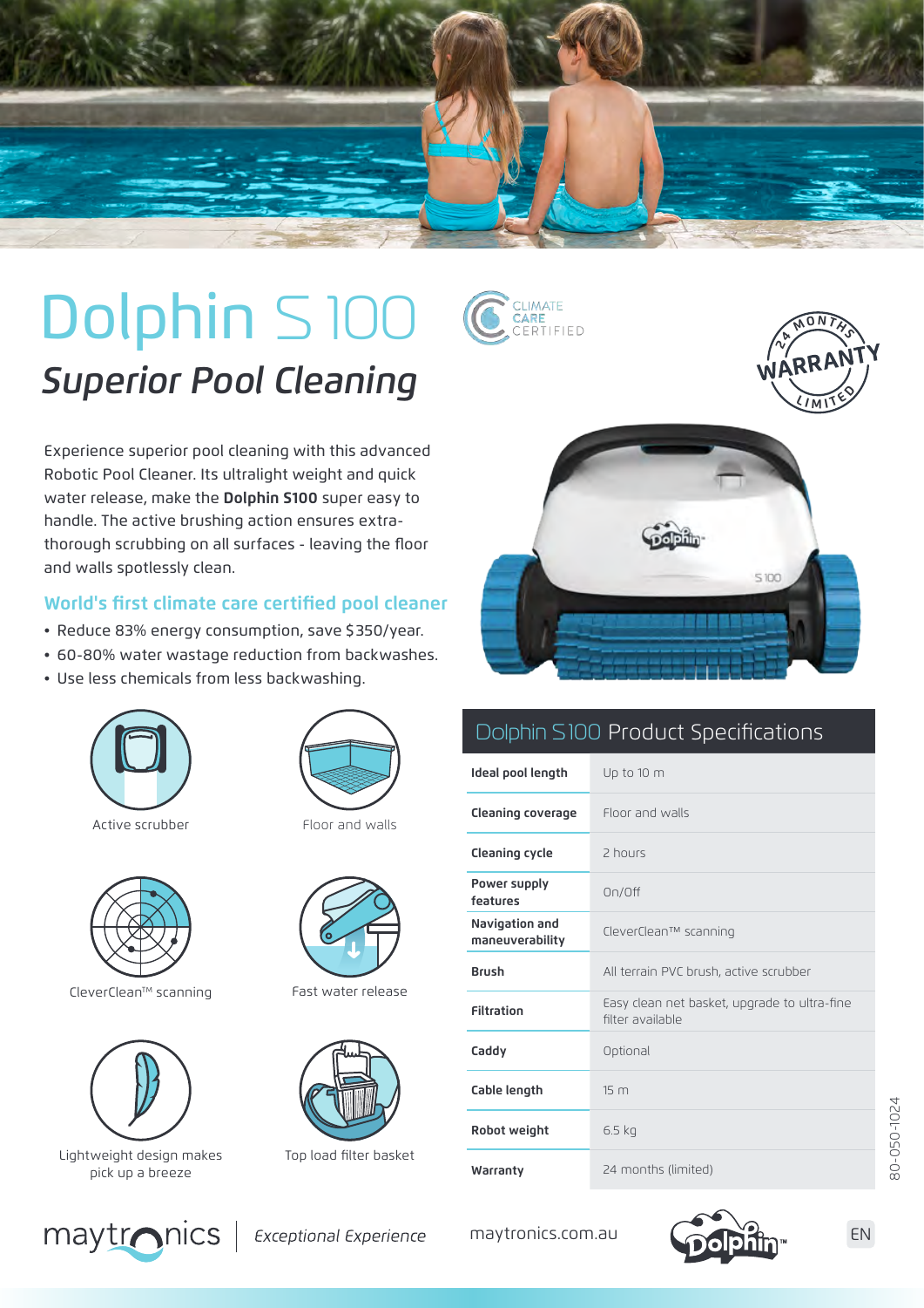# Dolphin S 100

## *Superior Pool Cleaning*

CLIMATE CARE CERTIFIED

24 MONTHS WARRANTY LIMITED

Experience superior pool cleaning with this advanced Robotic Pool Cleaner. Its ultralight weight and quick water release, make the **Dolphin S100** super easy to handle. The active brushing action ensures extra-thorough scrubbing on all surfaces - leaving the floor and walls spotlessly clean.

### World's first climate care certified pool cleaner

- Reduce 83% energy consumption, save $350/year.
- 60-80% water wastage reduction from backwashes.
- Use less chemicals from less backwashing.

Active scrubber

Floor and walls

CleverClean™ scanning

Fast water release

Lightweight design makes pick up a breeze

Top load filter basket

## Dolphin S 100 Product Specifications

| | |
|---|---|
| **Ideal pool length** | Up to 10 m |
| **Cleaning coverage** | Floor and walls |
| **Cleaning cycle** | 2 hours |
| **Power supply features** | On/Off |
| **Navigation and maneuverability** | CleverClean™ scanning |
| **Brush** | All terrain PVC brush, active scrubber |
| **Filtration** | Easy clean net basket, upgrade to ultra-fine filter available |
| **Caddy** | Optional |
| **Cable length** | 15 m |
| **Robot weight** | 6.5 kg |
| **Warranty** | 24 months (limited) |

80-050-1024

maytronics | *Exceptional Experience*

maytronics.com.au

EN